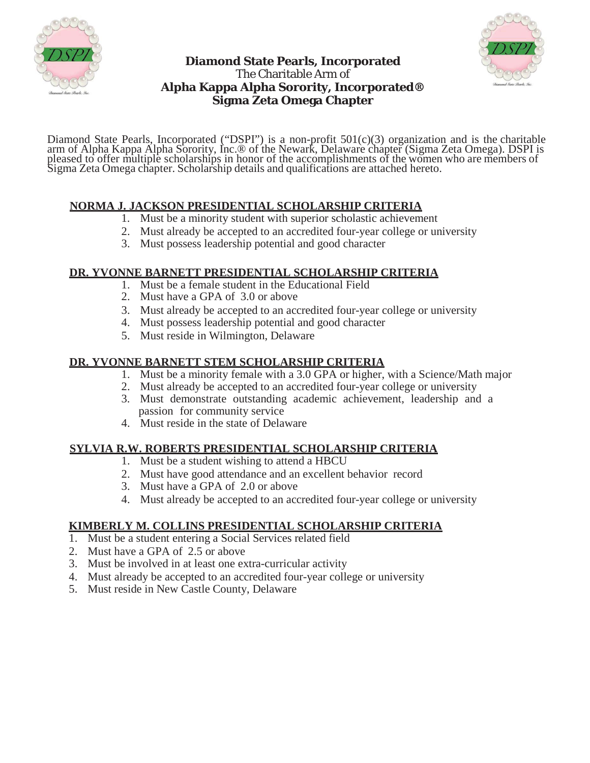**Diamond State Pearls, Incorporated**
The Charitable Arm of
**Alpha Kappa Alpha Sorority, Incorporated®**
**Sigma Zeta Omega Chapter**

Diamond State Pearls, Incorporated ("DSPI") is a non-profit 501(c)(3) organization and is the charitable arm of Alpha Kappa Alpha Sorority, Inc.® of the Newark, Delaware chapter (Sigma Zeta Omega). DSPI is pleased to offer multiple scholarships in honor of the accomplishments of the women who are members of Sigma Zeta Omega chapter. Scholarship details and qualifications are attached hereto.

## NORMA J. JACKSON PRESIDENTIAL SCHOLARSHIP CRITERIA

1. Must be a minority student with superior scholastic achievement
2. Must already be accepted to an accredited four-year college or university
3. Must possess leadership potential and good character

## DR. YVONNE BARNETT PRESIDENTIAL SCHOLARSHIP CRITERIA

1. Must be a female student in the Educational Field
2. Must have a GPA of 3.0 or above
3. Must already be accepted to an accredited four-year college or university
4. Must possess leadership potential and good character
5. Must reside in Wilmington, Delaware

## DR. YVONNE BARNETT STEM SCHOLARSHIP CRITERIA

1. Must be a minority female with a 3.0 GPA or higher, with a Science/Math major
2. Must already be accepted to an accredited four-year college or university
3. Must demonstrate outstanding academic achievement, leadership and a passion for community service
4. Must reside in the state of Delaware

## SYLVIA R.W. ROBERTS PRESIDENTIAL SCHOLARSHIP CRITERIA

1. Must be a student wishing to attend a HBCU
2. Must have good attendance and an excellent behavior record
3. Must have a GPA of 2.0 or above
4. Must already be accepted to an accredited four-year college or university

## KIMBERLY M. COLLINS PRESIDENTIAL SCHOLARSHIP CRITERIA

1. Must be a student entering a Social Services related field
2. Must have a GPA of 2.5 or above
3. Must be involved in at least one extra-curricular activity
4. Must already be accepted to an accredited four-year college or university
5. Must reside in New Castle County, Delaware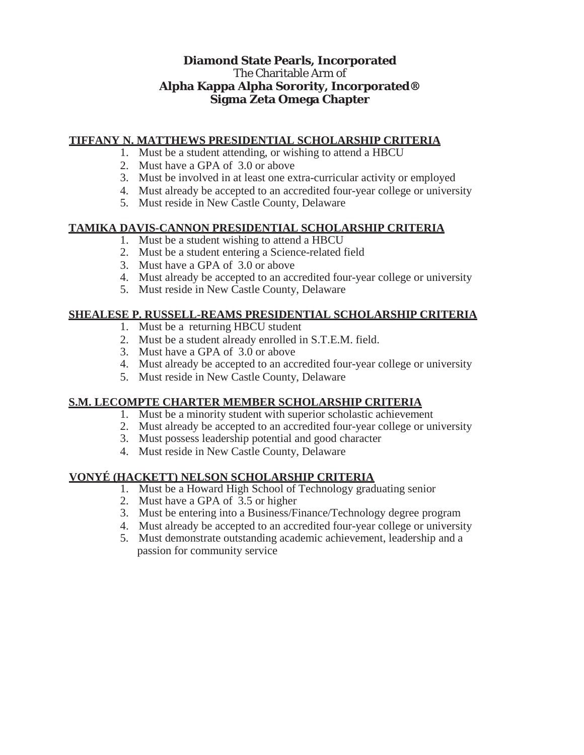**Diamond State Pearls, Incorporated**
The Charitable Arm of
**Alpha Kappa Alpha Sorority, Incorporated®**
**Sigma Zeta Omega Chapter**

## TIFFANY N. MATTHEWS PRESIDENTIAL SCHOLARSHIP CRITERIA

1. Must be a student attending, or wishing to attend a HBCU
2. Must have a GPA of 3.0 or above
3. Must be involved in at least one extra-curricular activity or employed
4. Must already be accepted to an accredited four-year college or university
5. Must reside in New Castle County, Delaware

## TAMIKA DAVIS-CANNON PRESIDENTIAL SCHOLARSHIP CRITERIA

1. Must be a student wishing to attend a HBCU
2. Must be a student entering a Science-related field
3. Must have a GPA of 3.0 or above
4. Must already be accepted to an accredited four-year college or university
5. Must reside in New Castle County, Delaware

## SHEALESE P. RUSSELL-REAMS PRESIDENTIAL SCHOLARSHIP CRITERIA

1. Must be a returning HBCU student
2. Must be a student already enrolled in S.T.E.M. field.
3. Must have a GPA of 3.0 or above
4. Must already be accepted to an accredited four-year college or university
5. Must reside in New Castle County, Delaware

## S.M. LECOMPTE CHARTER MEMBER SCHOLARSHIP CRITERIA

1. Must be a minority student with superior scholastic achievement
2. Must already be accepted to an accredited four-year college or university
3. Must possess leadership potential and good character
4. Must reside in New Castle County, Delaware

## VONYÉ (HACKETT) NELSON SCHOLARSHIP CRITERIA

1. Must be a Howard High School of Technology graduating senior
2. Must have a GPA of 3.5 or higher
3. Must be entering into a Business/Finance/Technology degree program
4. Must already be accepted to an accredited four-year college or university
5. Must demonstrate outstanding academic achievement, leadership and a passion for community service